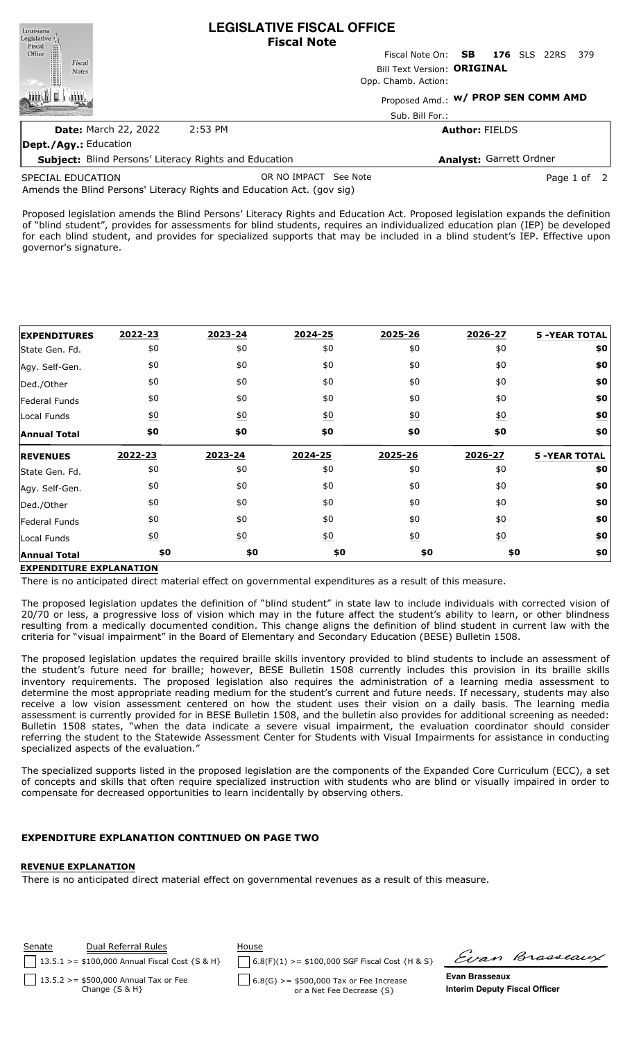# LEGISLATIVE FISCAL OFFICE
## Fiscal Note

Fiscal Note On: **SB 176** SLS 22RS 379

Bill Text Version: **ORIGINAL**

Opp. Chamb. Action:

Proposed Amd.: **w/ PROP SEN COMM AMD**

Sub. Bill For.:

**Date:** March 22, 2022 2:53 PM

**Author:** FIELDS

**Dept./Agy.:** Education

**Subject:** Blind Persons' Literacy Rights and Education

**Analyst:** Garrett Ordner

SPECIAL EDUCATION

OR NO IMPACT See Note

Amends the Blind Persons' Literacy Rights and Education Act. (gov sig)

Proposed legislation amends the Blind Persons' Literacy Rights and Education Act. Proposed legislation expands the definition of "blind student", provides for assessments for blind students, requires an individualized education plan (IEP) be developed for each blind student, and provides for specialized supports that may be included in a blind student's IEP. Effective upon governor's signature.

| **EXPENDITURES** | 2022-23 | 2023-24 | 2024-25 | 2025-26 | 2026-27 | **5 -YEAR TOTAL** |
|---|---|---|---|---|---|---|
| State Gen. Fd. | $0 | $0 | $0 | $0 | $0 | **$0** |
| Agy. Self-Gen. | $0 | $0 | $0 | $0 | $0 | **$0** |
| Ded./Other | $0 | $0 | $0 | $0 | $0 | **$0** |
| Federal Funds | $0 | $0 | $0 | $0 | $0 | **$0** |
| Local Funds | $0 | $0 | $0 | $0 | $0 | **$0** |
| **Annual Total** | **$0** | **$0** | **$0** | **$0** | **$0** | **$0** |
| **REVENUES** | **2022-23** | **2023-24** | **2024-25** | **2025-26** | **2026-27** | **5 -YEAR TOTAL** |
| State Gen. Fd. | $0 | $0 | $0 | $0 | $0 | **$0** |
| Agy. Self-Gen. | $0 | $0 | $0 | $0 | $0 | **$0** |
| Ded./Other | $0 | $0 | $0 | $0 | $0 | **$0** |
| Federal Funds | $0 | $0 | $0 | $0 | $0 | **$0** |
| Local Funds | $0 | $0 | $0 | $0 | $0 | **$0** |
| **Annual Total** | **$0** | **$0** | **$0** | **$0** | **$0** | **$0** |

**EXPENDITURE EXPLANATION**

There is no anticipated direct material effect on governmental expenditures as a result of this measure.

The proposed legislation updates the definition of "blind student" in state law to include individuals with corrected vision of 20/70 or less, a progressive loss of vision which may in the future affect the student's ability to learn, or other blindness resulting from a medically documented condition. This change aligns the definition of blind student in current law with the criteria for "visual impairment" in the Board of Elementary and Secondary Education (BESE) Bulletin 1508.

The proposed legislation updates the required braille skills inventory provided to blind students to include an assessment of the student's future need for braille; however, BESE Bulletin 1508 currently includes this provision in its braille skills inventory requirements. The proposed legislation also requires the administration of a learning media assessment to determine the most appropriate reading medium for the student's current and future needs. If necessary, students may also receive a low vision assessment centered on how the student uses their vision on a daily basis. The learning media assessment is currently provided for in BESE Bulletin 1508, and the bulletin also provides for additional screening as needed: Bulletin 1508 states, "when the data indicate a severe visual impairment, the evaluation coordinator should consider referring the student to the Statewide Assessment Center for Students with Visual Impairments for assistance in conducting specialized aspects of the evaluation."

The specialized supports listed in the proposed legislation are the components of the Expanded Core Curriculum (ECC), a set of concepts and skills that often require specialized instruction with students who are blind or visually impaired in order to compensate for decreased opportunities to learn incidentally by observing others.

**EXPENDITURE EXPLANATION CONTINUED ON PAGE TWO**

**REVENUE EXPLANATION**

There is no anticipated direct material effect on governmental revenues as a result of this measure.

| Senate | Dual Referral Rules | House |
|---|---|---|
| ☐ 13.5.1 >= $100,000 Annual Fiscal Cost {S & H} | | ☐ 6.8(F)(1) >= $100,000 SGF Fiscal Cost {H & S} |
| ☐ 13.5.2 >= $500,000 Annual Tax or Fee Change {S & H} | | ☐ 6.8(G) >= $500,000 Tax or Fee Increase or a Net Fee Decrease {S} |

Evan Brasseaux

**Evan Brasseaux**
**Interim Deputy Fiscal Officer**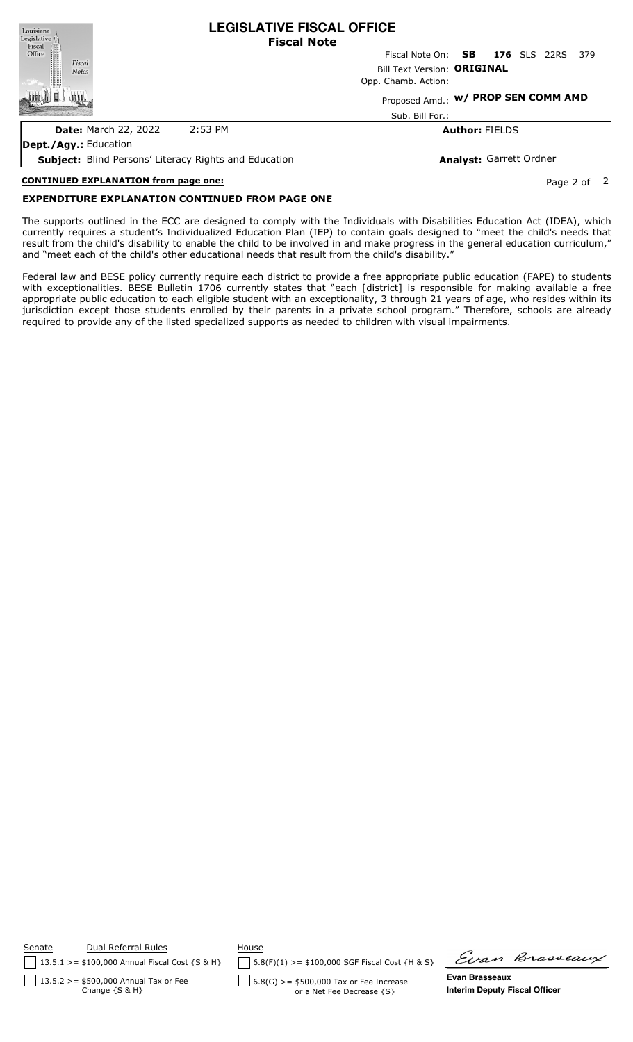**LEGISLATIVE FISCAL OFFICE**
**Fiscal Note**

Fiscal Note On: **SB 176** SLS 22RS 379

Bill Text Version: **ORIGINAL**

Opp. Chamb. Action:

Proposed Amd.: **w/ PROP SEN COMM AMD**

Sub. Bill For.:

**Date:** March 22, 2022 2:53 PM

**Author:** FIELDS

**Dept./Agy.:** Education

**Subject:** Blind Persons' Literacy Rights and Education

**Analyst:** Garrett Ordner

**CONTINUED EXPLANATION from page one:**

**EXPENDITURE EXPLANATION CONTINUED FROM PAGE ONE**

The supports outlined in the ECC are designed to comply with the Individuals with Disabilities Education Act (IDEA), which currently requires a student's Individualized Education Plan (IEP) to contain goals designed to "meet the child's needs that result from the child's disability to enable the child to be involved in and make progress in the general education curriculum," and "meet each of the child's other educational needs that result from the child's disability."

Federal law and BESE policy currently require each district to provide a free appropriate public education (FAPE) to students with exceptionalities. BESE Bulletin 1706 currently states that "each [district] is responsible for making available a free appropriate public education to each eligible student with an exceptionality, 3 through 21 years of age, who resides within its jurisdiction except those students enrolled by their parents in a private school program." Therefore, schools are already required to provide any of the listed specialized supports as needed to children with visual impairments.

| Senate | Dual Referral Rules | House |
| --- | --- | --- |
| ☐ 13.5.1 >= $100,000 Annual Fiscal Cost {S & H} | | ☐ 6.8(F)(1) >= $100,000 SGF Fiscal Cost {H & S} |
| ☐ 13.5.2 >= $500,000 Annual Tax or Fee Change {S & H} | | ☐ 6.8(G) >= $500,000 Tax or Fee Increase or a Net Fee Decrease {S} |

Evan Brasseaux

**Evan Brasseaux**
**Interim Deputy Fiscal Officer**